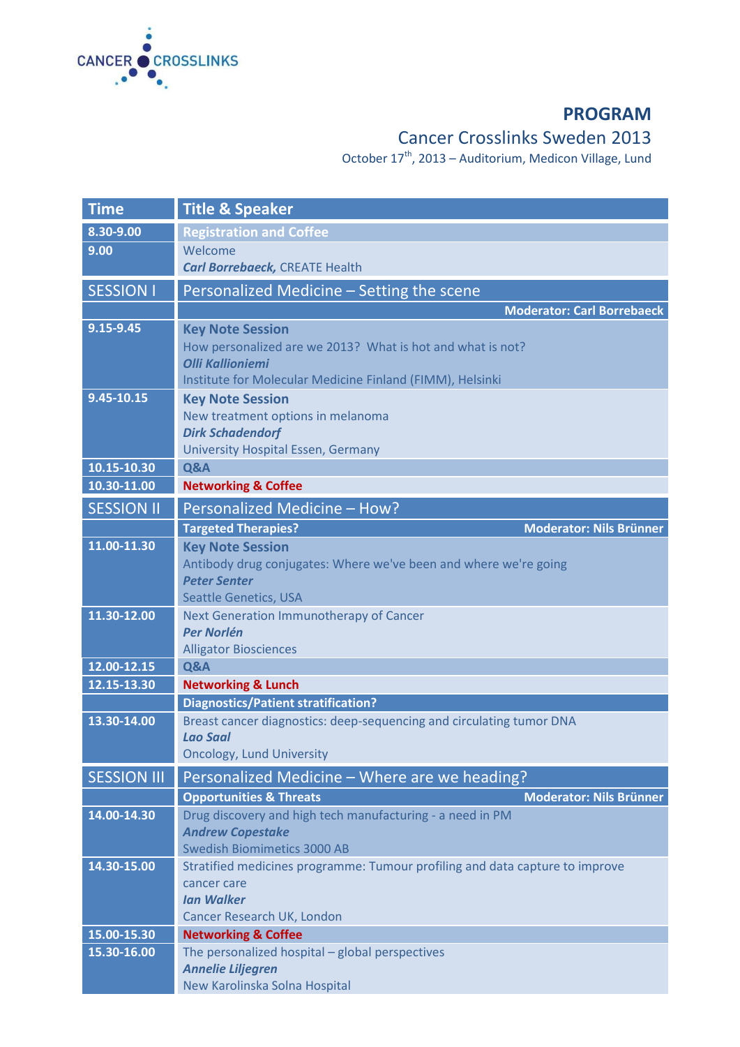CANCER CROSSLINKS

# PROGRAM

## Cancer Crosslinks Sweden 2013

October 17th, 2013 – Auditorium, Medicon Village, Lund

| Time | Title & Speaker |
|---|---|
| 8.30-9.00 | **Registration and Coffee** |
| 9.00 | Welcome<br>***Carl Borrebaeck,*** CREATE Health |
| **SESSION I** | **Personalized Medicine – Setting the scene** |
| | **Moderator: Carl Borrebaeck** |
| 9.15-9.45 | **Key Note Session**<br>How personalized are we 2013? What is hot and what is not?<br>***Olli Kallioniemi***<br>Institute for Molecular Medicine Finland (FIMM), Helsinki |
| 9.45-10.15 | **Key Note Session**<br>New treatment options in melanoma<br>***Dirk Schadendorf***<br>University Hospital Essen, Germany |
| 10.15-10.30 | **Q&A** |
| 10.30-11.00 | **Networking & Coffee** |
| **SESSION II** | **Personalized Medicine – How?** |
| | **Targeted Therapies?** **Moderator: Nils Brünner** |
| 11.00-11.30 | **Key Note Session**<br>Antibody drug conjugates: Where we've been and where we're going<br>***Peter Senter***<br>Seattle Genetics, USA |
| 11.30-12.00 | Next Generation Immunotherapy of Cancer<br>***Per Norlén***<br>Alligator Biosciences |
| 12.00-12.15 | **Q&A** |
| 12.15-13.30 | **Networking & Lunch** |
| | **Diagnostics/Patient stratification?** |
| 13.30-14.00 | Breast cancer diagnostics: deep-sequencing and circulating tumor DNA<br>***Lao Saal***<br>Oncology, Lund University |
| **SESSION III** | **Personalized Medicine – Where are we heading?** |
| | **Opportunities & Threats** **Moderator: Nils Brünner** |
| 14.00-14.30 | Drug discovery and high tech manufacturing - a need in PM<br>***Andrew Copestake***<br>Swedish Biomimetics 3000 AB |
| 14.30-15.00 | Stratified medicines programme: Tumour profiling and data capture to improve cancer care<br>***Ian Walker***<br>Cancer Research UK, London |
| 15.00-15.30 | **Networking & Coffee** |
| 15.30-16.00 | The personalized hospital – global perspectives<br>***Annelie Liljegren***<br>New Karolinska Solna Hospital |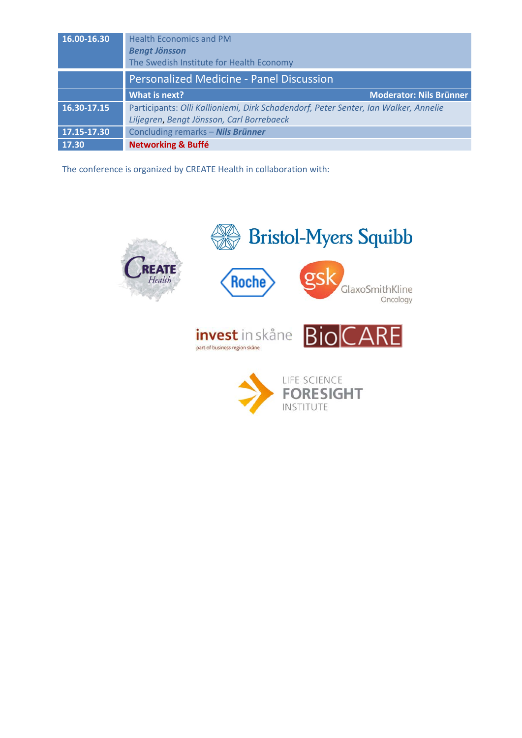| | |
|---|---|
| **16.00-16.30** | Health Economics and PM<br>***Bengt Jönsson***<br>The Swedish Institute for Health Economy |
| | Personalized Medicine - Panel Discussion |
| | **What is next?** **Moderator: Nils Brünner** |
| **16.30-17.15** | Participants: *Olli Kallioniemi, Dirk Schadendorf, Peter Senter, Ian Walker, Annelie Liljegren, Bengt Jönsson, Carl Borrebaeck* |
| **17.15-17.30** | Concluding remarks – ***Nils Brünner*** |
| **17.30** | **Networking & Buffé** |

The conference is organized by CREATE Health in collaboration with:

CREATE Health

Bristol-Myers Squibb

Roche

gsk GlaxoSmithKline Oncology

invest in skåne
part of business region skåne

BioCARE

LIFE SCIENCE FORESIGHT INSTITUTE